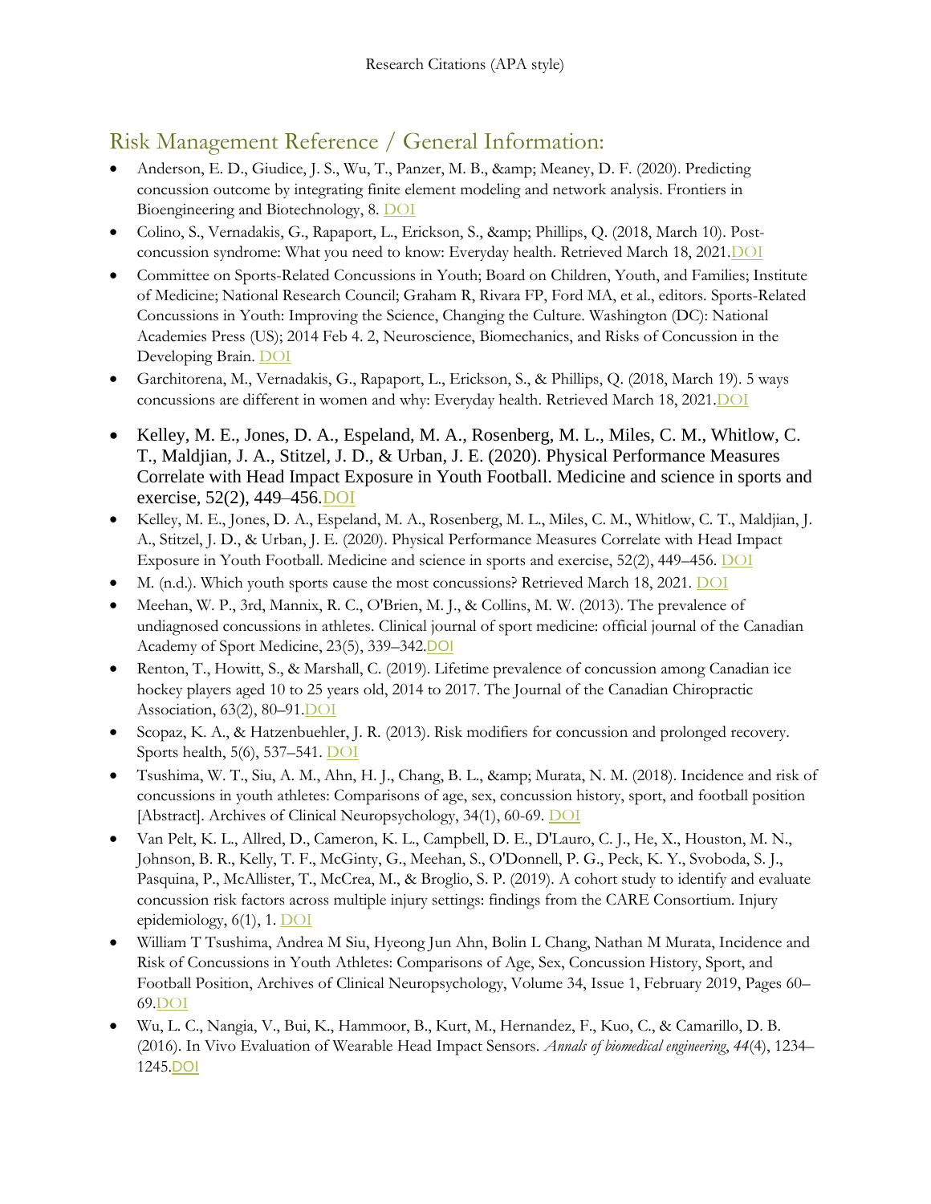Research Citations (APA style)

## Risk Management Reference / General Information:

- Anderson, E. D., Giudice, J. S., Wu, T., Panzer, M. B., &amp; Meaney, D. F. (2020). Predicting concussion outcome by integrating finite element modeling and network analysis. Frontiers in Bioengineering and Biotechnology, 8. DOI
- Colino, S., Vernadakis, G., Rapaport, L., Erickson, S., &amp; Phillips, Q. (2018, March 10). Post-concussion syndrome: What you need to know: Everyday health. Retrieved March 18, 2021.DOI
- Committee on Sports-Related Concussions in Youth; Board on Children, Youth, and Families; Institute of Medicine; National Research Council; Graham R, Rivara FP, Ford MA, et al., editors. Sports-Related Concussions in Youth: Improving the Science, Changing the Culture. Washington (DC): National Academies Press (US); 2014 Feb 4. 2, Neuroscience, Biomechanics, and Risks of Concussion in the Developing Brain. DOI
- Garchitorena, M., Vernadakis, G., Rapaport, L., Erickson, S., & Phillips, Q. (2018, March 19). 5 ways concussions are different in women and why: Everyday health. Retrieved March 18, 2021.DOI
- Kelley, M. E., Jones, D. A., Espeland, M. A., Rosenberg, M. L., Miles, C. M., Whitlow, C. T., Maldjian, J. A., Stitzel, J. D., & Urban, J. E. (2020). Physical Performance Measures Correlate with Head Impact Exposure in Youth Football. Medicine and science in sports and exercise, 52(2), 449–456.DOI
- Kelley, M. E., Jones, D. A., Espeland, M. A., Rosenberg, M. L., Miles, C. M., Whitlow, C. T., Maldjian, J. A., Stitzel, J. D., & Urban, J. E. (2020). Physical Performance Measures Correlate with Head Impact Exposure in Youth Football. Medicine and science in sports and exercise, 52(2), 449–456. DOI
- M. (n.d.). Which youth sports cause the most concussions? Retrieved March 18, 2021. DOI
- Meehan, W. P., 3rd, Mannix, R. C., O'Brien, M. J., & Collins, M. W. (2013). The prevalence of undiagnosed concussions in athletes. Clinical journal of sport medicine: official journal of the Canadian Academy of Sport Medicine, 23(5), 339–342.DOI
- Renton, T., Howitt, S., & Marshall, C. (2019). Lifetime prevalence of concussion among Canadian ice hockey players aged 10 to 25 years old, 2014 to 2017. The Journal of the Canadian Chiropractic Association, 63(2), 80–91.DOI
- Scopaz, K. A., & Hatzenbuehler, J. R. (2013). Risk modifiers for concussion and prolonged recovery. Sports health, 5(6), 537–541. DOI
- Tsushima, W. T., Siu, A. M., Ahn, H. J., Chang, B. L., &amp; Murata, N. M. (2018). Incidence and risk of concussions in youth athletes: Comparisons of age, sex, concussion history, sport, and football position [Abstract]. Archives of Clinical Neuropsychology, 34(1), 60-69. DOI
- Van Pelt, K. L., Allred, D., Cameron, K. L., Campbell, D. E., D'Lauro, C. J., He, X., Houston, M. N., Johnson, B. R., Kelly, T. F., McGinty, G., Meehan, S., O'Donnell, P. G., Peck, K. Y., Svoboda, S. J., Pasquina, P., McAllister, T., McCrea, M., & Broglio, S. P. (2019). A cohort study to identify and evaluate concussion risk factors across multiple injury settings: findings from the CARE Consortium. Injury epidemiology, 6(1), 1. DOI
- William T Tsushima, Andrea M Siu, Hyeong Jun Ahn, Bolin L Chang, Nathan M Murata, Incidence and Risk of Concussions in Youth Athletes: Comparisons of Age, Sex, Concussion History, Sport, and Football Position, Archives of Clinical Neuropsychology, Volume 34, Issue 1, February 2019, Pages 60–69.DOI
- Wu, L. C., Nangia, V., Bui, K., Hammoor, B., Kurt, M., Hernandez, F., Kuo, C., & Camarillo, D. B. (2016). In Vivo Evaluation of Wearable Head Impact Sensors. *Annals of biomedical engineering*, *44*(4), 1234–1245.DOI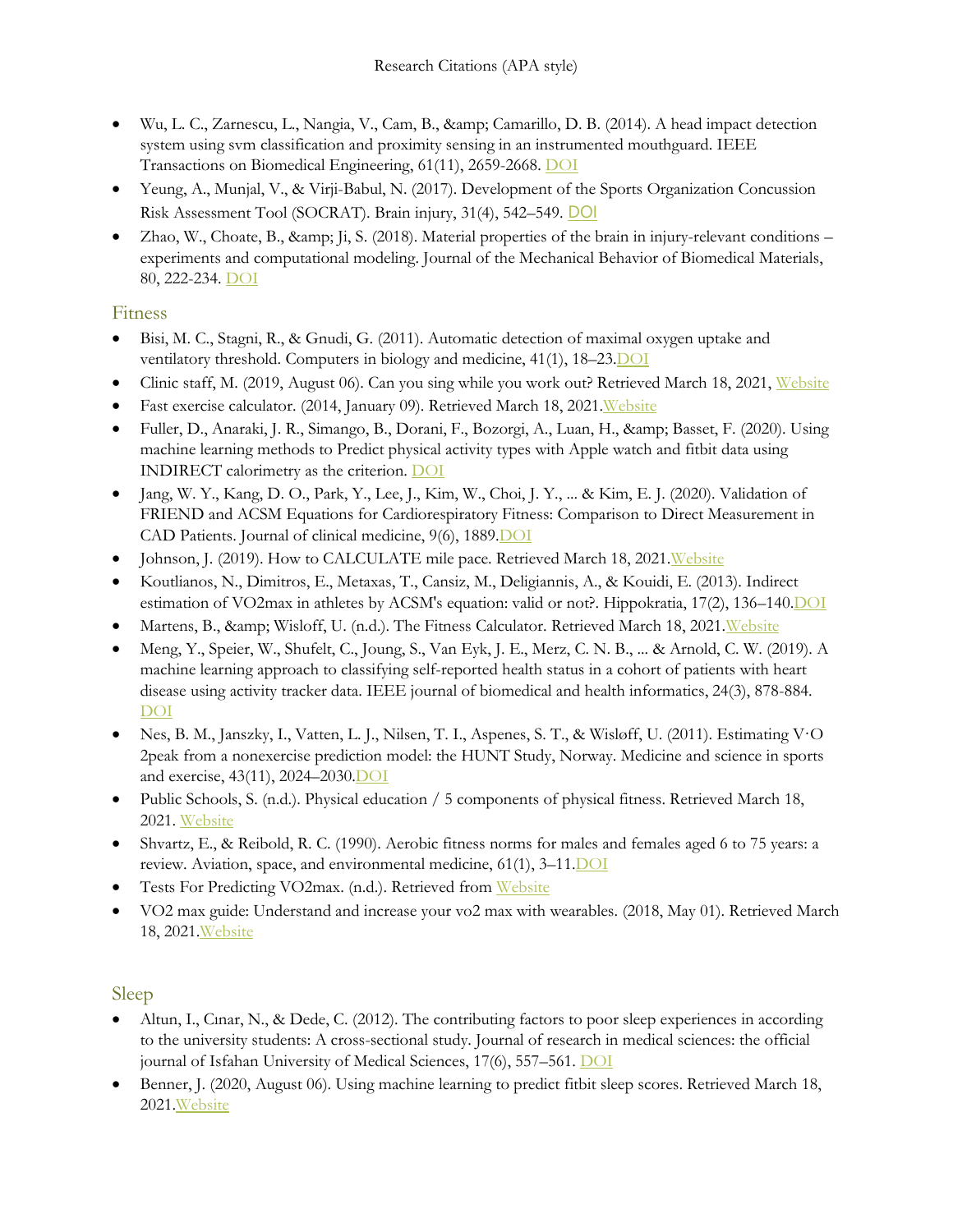- Wu, L. C., Zarnescu, L., Nangia, V., Cam, B., &amp; Camarillo, D. B. (2014). A head impact detection system using svm classification and proximity sensing in an instrumented mouthguard. IEEE Transactions on Biomedical Engineering, 61(11), 2659-2668. DOI
- Yeung, A., Munjal, V., & Virji-Babul, N. (2017). Development of the Sports Organization Concussion Risk Assessment Tool (SOCRAT). Brain injury, 31(4), 542–549. DOI
- Zhao, W., Choate, B., &amp; Ji, S. (2018). Material properties of the brain in injury-relevant conditions – experiments and computational modeling. Journal of the Mechanical Behavior of Biomedical Materials, 80, 222-234. DOI

## Fitness

- Bisi, M. C., Stagni, R., & Gnudi, G. (2011). Automatic detection of maximal oxygen uptake and ventilatory threshold. Computers in biology and medicine, 41(1), 18–23.DOI
- Clinic staff, M. (2019, August 06). Can you sing while you work out? Retrieved March 18, 2021, Website
- Fast exercise calculator. (2014, January 09). Retrieved March 18, 2021.Website
- Fuller, D., Anaraki, J. R., Simango, B., Dorani, F., Bozorgi, A., Luan, H., &amp; Basset, F. (2020). Using machine learning methods to Predict physical activity types with Apple watch and fitbit data using INDIRECT calorimetry as the criterion. DOI
- Jang, W. Y., Kang, D. O., Park, Y., Lee, J., Kim, W., Choi, J. Y., ... & Kim, E. J. (2020). Validation of FRIEND and ACSM Equations for Cardiorespiratory Fitness: Comparison to Direct Measurement in CAD Patients. Journal of clinical medicine, 9(6), 1889.DOI
- Johnson, J. (2019). How to CALCULATE mile pace. Retrieved March 18, 2021.Website
- Koutlianos, N., Dimitros, E., Metaxas, T., Cansiz, M., Deligiannis, A., & Kouidi, E. (2013). Indirect estimation of VO2max in athletes by ACSM's equation: valid or not?. Hippokratia, 17(2), 136–140.DOI
- Martens, B., &amp; Wisloff, U. (n.d.). The Fitness Calculator. Retrieved March 18, 2021.Website
- Meng, Y., Speier, W., Shufelt, C., Joung, S., Van Eyk, J. E., Merz, C. N. B., ... & Arnold, C. W. (2019). A machine learning approach to classifying self-reported health status in a cohort of patients with heart disease using activity tracker data. IEEE journal of biomedical and health informatics, 24(3), 878-884. DOI
- Nes, B. M., Janszky, I., Vatten, L. J., Nilsen, T. I., Aspenes, S. T., & Wisløff, U. (2011). Estimating V·O 2peak from a nonexercise prediction model: the HUNT Study, Norway. Medicine and science in sports and exercise, 43(11), 2024–2030.DOI
- Public Schools, S. (n.d.). Physical education / 5 components of physical fitness. Retrieved March 18, 2021. Website
- Shvartz, E., & Reibold, R. C. (1990). Aerobic fitness norms for males and females aged 6 to 75 years: a review. Aviation, space, and environmental medicine, 61(1), 3–11.DOI
- Tests For Predicting VO2max. (n.d.). Retrieved from Website
- VO2 max guide: Understand and increase your vo2 max with wearables. (2018, May 01). Retrieved March 18, 2021.Website

## Sleep

- Altun, I., Cınar, N., & Dede, C. (2012). The contributing factors to poor sleep experiences in according to the university students: A cross-sectional study. Journal of research in medical sciences: the official journal of Isfahan University of Medical Sciences, 17(6), 557–561. DOI
- Benner, J. (2020, August 06). Using machine learning to predict fitbit sleep scores. Retrieved March 18, 2021.Website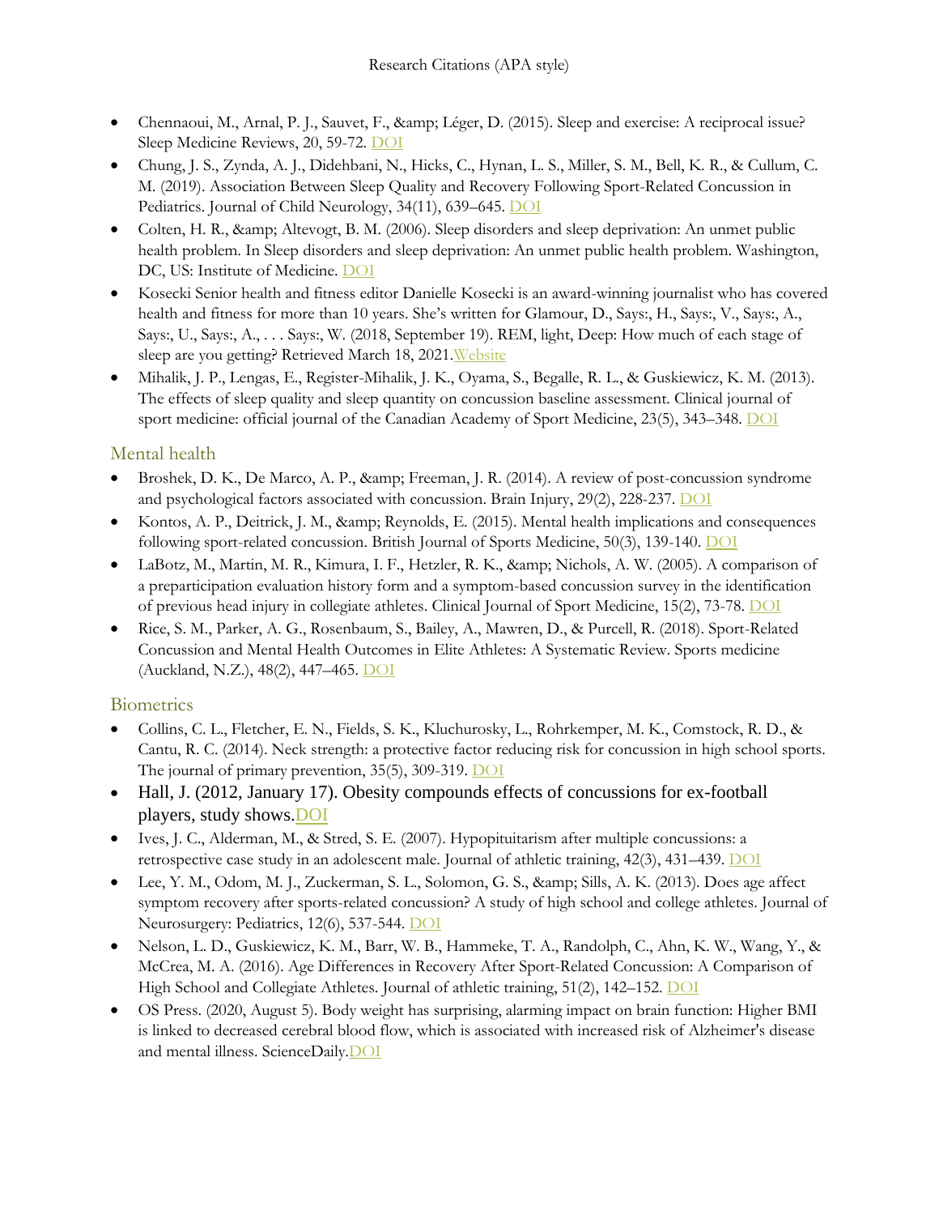Research Citations (APA style)

- Chennaoui, M., Arnal, P. J., Sauvet, F., &amp; Léger, D. (2015). Sleep and exercise: A reciprocal issue? Sleep Medicine Reviews, 20, 59-72. DOI
- Chung, J. S., Zynda, A. J., Didehbani, N., Hicks, C., Hynan, L. S., Miller, S. M., Bell, K. R., & Cullum, C. M. (2019). Association Between Sleep Quality and Recovery Following Sport-Related Concussion in Pediatrics. Journal of Child Neurology, 34(11), 639–645. DOI
- Colten, H. R., &amp; Altevogt, B. M. (2006). Sleep disorders and sleep deprivation: An unmet public health problem. In Sleep disorders and sleep deprivation: An unmet public health problem. Washington, DC, US: Institute of Medicine. DOI
- Kosecki Senior health and fitness editor Danielle Kosecki is an award-winning journalist who has covered health and fitness for more than 10 years. She's written for Glamour, D., Says:, H., Says:, V., Says:, A., Says:, U., Says:, A., . . . Says:, W. (2018, September 19). REM, light, Deep: How much of each stage of sleep are you getting? Retrieved March 18, 2021.Website
- Mihalik, J. P., Lengas, E., Register-Mihalik, J. K., Oyama, S., Begalle, R. L., & Guskiewicz, K. M. (2013). The effects of sleep quality and sleep quantity on concussion baseline assessment. Clinical journal of sport medicine: official journal of the Canadian Academy of Sport Medicine, 23(5), 343–348. DOI

## Mental health

- Broshek, D. K., De Marco, A. P., &amp; Freeman, J. R. (2014). A review of post-concussion syndrome and psychological factors associated with concussion. Brain Injury, 29(2), 228-237. DOI
- Kontos, A. P., Deitrick, J. M., &amp; Reynolds, E. (2015). Mental health implications and consequences following sport-related concussion. British Journal of Sports Medicine, 50(3), 139-140. DOI
- LaBotz, M., Martin, M. R., Kimura, I. F., Hetzler, R. K., &amp; Nichols, A. W. (2005). A comparison of a preparticipation evaluation history form and a symptom-based concussion survey in the identification of previous head injury in collegiate athletes. Clinical Journal of Sport Medicine, 15(2), 73-78. DOI
- Rice, S. M., Parker, A. G., Rosenbaum, S., Bailey, A., Mawren, D., & Purcell, R. (2018). Sport-Related Concussion and Mental Health Outcomes in Elite Athletes: A Systematic Review. Sports medicine (Auckland, N.Z.), 48(2), 447–465. DOI

## Biometrics

- Collins, C. L., Fletcher, E. N., Fields, S. K., Kluchurosky, L., Rohrkemper, M. K., Comstock, R. D., & Cantu, R. C. (2014). Neck strength: a protective factor reducing risk for concussion in high school sports. The journal of primary prevention, 35(5), 309-319. DOI
- Hall, J. (2012, January 17). Obesity compounds effects of concussions for ex-football players, study shows.DOI
- Ives, J. C., Alderman, M., & Stred, S. E. (2007). Hypopituitarism after multiple concussions: a retrospective case study in an adolescent male. Journal of athletic training, 42(3), 431–439. DOI
- Lee, Y. M., Odom, M. J., Zuckerman, S. L., Solomon, G. S., &amp; Sills, A. K. (2013). Does age affect symptom recovery after sports-related concussion? A study of high school and college athletes. Journal of Neurosurgery: Pediatrics, 12(6), 537-544. DOI
- Nelson, L. D., Guskiewicz, K. M., Barr, W. B., Hammeke, T. A., Randolph, C., Ahn, K. W., Wang, Y., & McCrea, M. A. (2016). Age Differences in Recovery After Sport-Related Concussion: A Comparison of High School and Collegiate Athletes. Journal of athletic training, 51(2), 142–152. DOI
- OS Press. (2020, August 5). Body weight has surprising, alarming impact on brain function: Higher BMI is linked to decreased cerebral blood flow, which is associated with increased risk of Alzheimer's disease and mental illness. ScienceDaily.DOI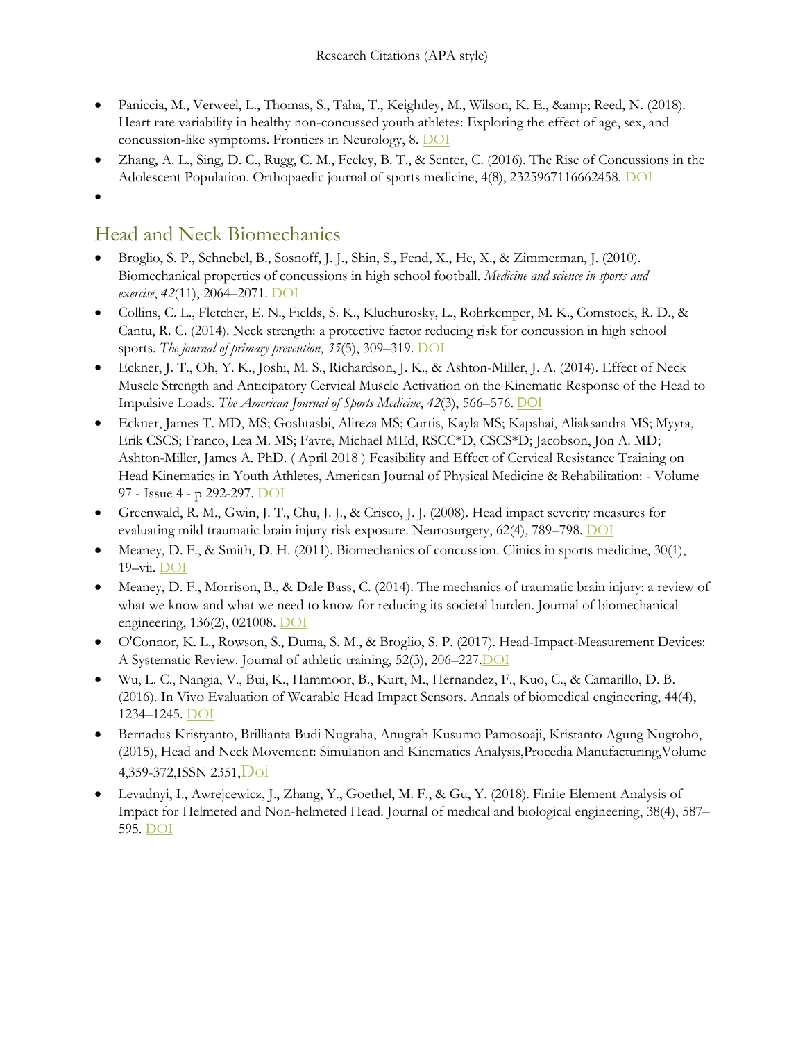- Paniccia, M., Verweel, L., Thomas, S., Taha, T., Keightley, M., Wilson, K. E., &amp; Reed, N. (2018). Heart rate variability in healthy non-concussed youth athletes: Exploring the effect of age, sex, and concussion-like symptoms. Frontiers in Neurology, 8. DOI
- Zhang, A. L., Sing, D. C., Rugg, C. M., Feeley, B. T., & Senter, C. (2016). The Rise of Concussions in the Adolescent Population. Orthopaedic journal of sports medicine, 4(8), 2325967116662458. DOI
-

## Head and Neck Biomechanics

- Broglio, S. P., Schnebel, B., Sosnoff, J. J., Shin, S., Fend, X., He, X., & Zimmerman, J. (2010). Biomechanical properties of concussions in high school football. *Medicine and science in sports and exercise*, *42*(11), 2064–2071. DOI
- Collins, C. L., Fletcher, E. N., Fields, S. K., Kluchurosky, L., Rohrkemper, M. K., Comstock, R. D., & Cantu, R. C. (2014). Neck strength: a protective factor reducing risk for concussion in high school sports. *The journal of primary prevention*, *35*(5), 309–319. DOI
- Eckner, J. T., Oh, Y. K., Joshi, M. S., Richardson, J. K., & Ashton-Miller, J. A. (2014). Effect of Neck Muscle Strength and Anticipatory Cervical Muscle Activation on the Kinematic Response of the Head to Impulsive Loads. *The American Journal of Sports Medicine*, *42*(3), 566–576. DOI
- Eckner, James T. MD, MS; Goshtasbi, Alireza MS; Curtis, Kayla MS; Kapshai, Aliaksandra MS; Myyra, Erik CSCS; Franco, Lea M. MS; Favre, Michael MEd, RSCC*D, CSCS*D; Jacobson, Jon A. MD; Ashton-Miller, James A. PhD. ( April 2018 ) Feasibility and Effect of Cervical Resistance Training on Head Kinematics in Youth Athletes, American Journal of Physical Medicine & Rehabilitation: - Volume 97 - Issue 4 - p 292-297. DOI
- Greenwald, R. M., Gwin, J. T., Chu, J. J., & Crisco, J. J. (2008). Head impact severity measures for evaluating mild traumatic brain injury risk exposure. Neurosurgery, 62(4), 789–798. DOI
- Meaney, D. F., & Smith, D. H. (2011). Biomechanics of concussion. Clinics in sports medicine, 30(1), 19–vii. DOI
- Meaney, D. F., Morrison, B., & Dale Bass, C. (2014). The mechanics of traumatic brain injury: a review of what we know and what we need to know for reducing its societal burden. Journal of biomechanical engineering, 136(2), 021008. DOI
- O'Connor, K. L., Rowson, S., Duma, S. M., & Broglio, S. P. (2017). Head-Impact-Measurement Devices: A Systematic Review. Journal of athletic training, 52(3), 206–227.DOI
- Wu, L. C., Nangia, V., Bui, K., Hammoor, B., Kurt, M., Hernandez, F., Kuo, C., & Camarillo, D. B. (2016). In Vivo Evaluation of Wearable Head Impact Sensors. Annals of biomedical engineering, 44(4), 1234–1245. DOI
- Bernadus Kristyanto, Brillianta Budi Nugraha, Anugrah Kusumo Pamosoaji, Kristanto Agung Nugroho, (2015), Head and Neck Movement: Simulation and Kinematics Analysis,Procedia Manufacturing,Volume 4,359-372,ISSN 2351,Doi
- Levadnyi, I., Awrejcewicz, J., Zhang, Y., Goethel, M. F., & Gu, Y. (2018). Finite Element Analysis of Impact for Helmeted and Non-helmeted Head. Journal of medical and biological engineering, 38(4), 587–595. DOI